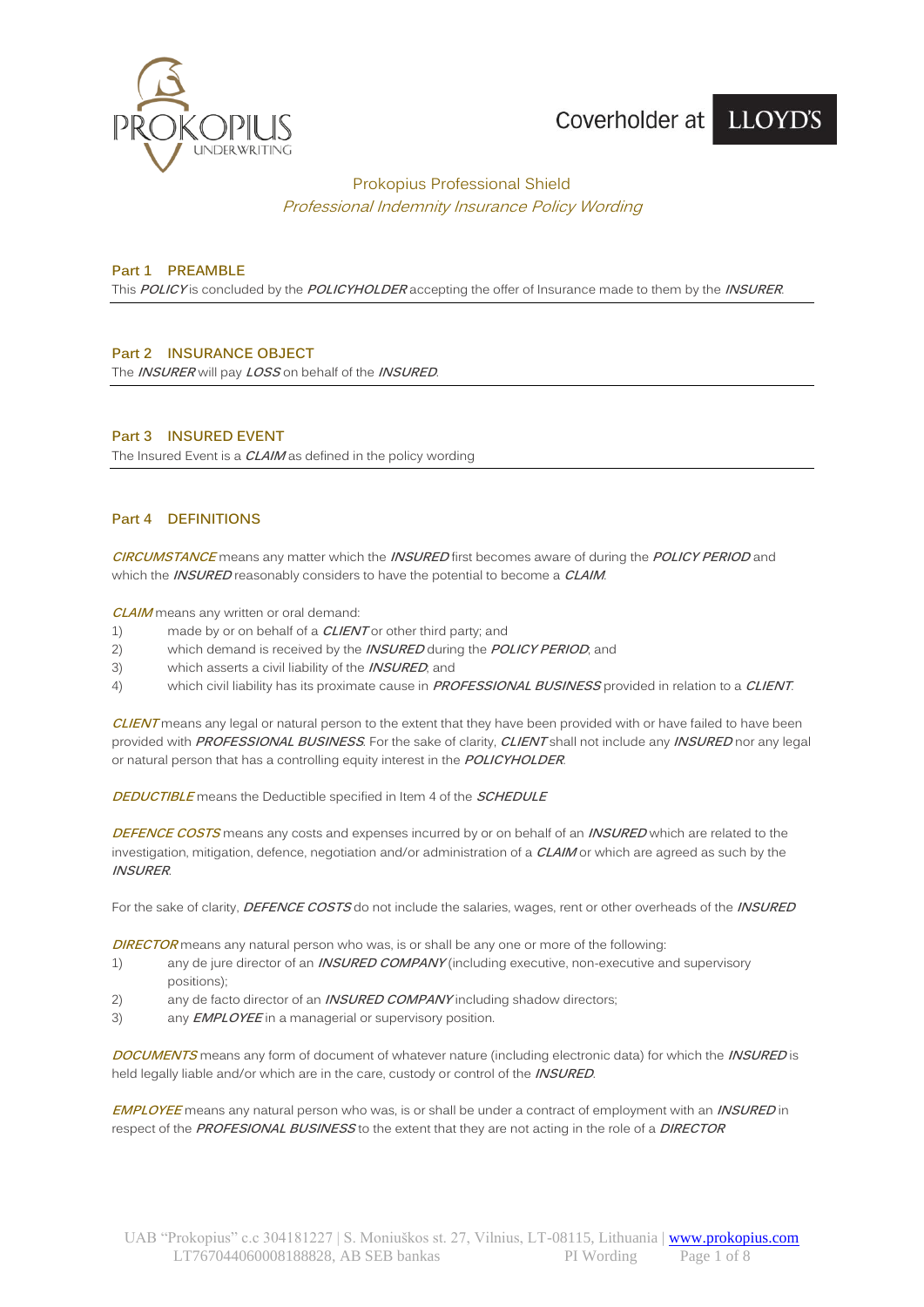Coverholder at LLOYD'S

# Prokopius Professional Shield

## *Professional Indemnity Insurance Policy Wording*

## Part 1 PREAMBLE

This ***POLICY*** is concluded by the ***POLICYHOLDER*** accepting the offer of Insurance made to them by the ***INSURER***.

## Part 2 INSURANCE OBJECT

The ***INSURER*** will pay ***LOSS*** on behalf of the ***INSURED***.

## Part 3 INSURED EVENT

The Insured Event is a ***CLAIM*** as defined in the policy wording

## Part 4 DEFINITIONS

***CIRCUMSTANCE*** means any matter which the ***INSURED*** first becomes aware of during the ***POLICY PERIOD*** and which the ***INSURED*** reasonably considers to have the potential to become a ***CLAIM***.

***CLAIM*** means any written or oral demand:

1) made by or on behalf of a ***CLIENT*** or other third party; and
2) which demand is received by the ***INSURED*** during the ***POLICY PERIOD***; and
3) which asserts a civil liability of the ***INSURED***; and
4) which civil liability has its proximate cause in ***PROFESSIONAL BUSINESS*** provided in relation to a ***CLIENT***.

***CLIENT*** means any legal or natural person to the extent that they have been provided with or have failed to have been provided with ***PROFESSIONAL BUSINESS***. For the sake of clarity, ***CLIENT*** shall not include any ***INSURED*** nor any legal or natural person that has a controlling equity interest in the ***POLICYHOLDER***.

***DEDUCTIBLE*** means the Deductible specified in Item 4 of the ***SCHEDULE***

***DEFENCE COSTS*** means any costs and expenses incurred by or on behalf of an ***INSURED*** which are related to the investigation, mitigation, defence, negotiation and/or administration of a ***CLAIM*** or which are agreed as such by the ***INSURER***.

For the sake of clarity, ***DEFENCE COSTS*** do not include the salaries, wages, rent or other overheads of the ***INSURED***

***DIRECTOR*** means any natural person who was, is or shall be any one or more of the following:

1) any de jure director of an ***INSURED COMPANY*** (including executive, non-executive and supervisory positions);
2) any de facto director of an ***INSURED COMPANY*** including shadow directors;
3) any ***EMPLOYEE*** in a managerial or supervisory position.

***DOCUMENTS*** means any form of document of whatever nature (including electronic data) for which the ***INSURED*** is held legally liable and/or which are in the care, custody or control of the ***INSURED***.

***EMPLOYEE*** means any natural person who was, is or shall be under a contract of employment with an ***INSURED*** in respect of the ***PROFESIONAL BUSINESS*** to the extent that they are not acting in the role of a ***DIRECTOR***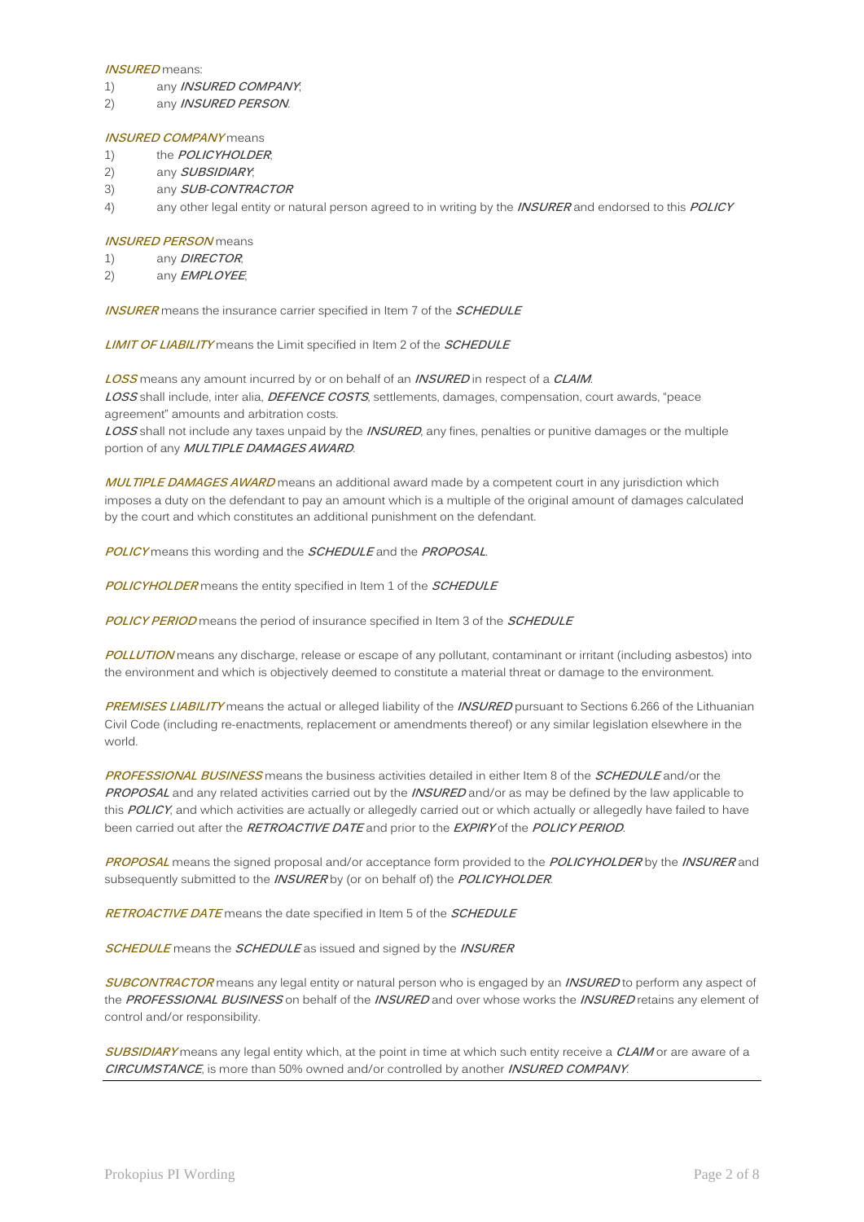***INSURED*** means:

1) any ***INSURED COMPANY***;
2) any ***INSURED PERSON***.

***INSURED COMPANY*** means

1) the ***POLICYHOLDER***;
2) any ***SUBSIDIARY***;
3) any ***SUB-CONTRACTOR***
4) any other legal entity or natural person agreed to in writing by the ***INSURER*** and endorsed to this ***POLICY***

***INSURED PERSON*** means

1) any ***DIRECTOR***;
2) any ***EMPLOYEE***;

***INSURER*** means the insurance carrier specified in Item 7 of the ***SCHEDULE***

***LIMIT OF LIABILITY*** means the Limit specified in Item 2 of the ***SCHEDULE***

***LOSS*** means any amount incurred by or on behalf of an ***INSURED*** in respect of a ***CLAIM***.
***LOSS*** shall include, inter alia, ***DEFENCE COSTS***, settlements, damages, compensation, court awards, "peace agreement" amounts and arbitration costs.
***LOSS*** shall not include any taxes unpaid by the ***INSURED***, any fines, penalties or punitive damages or the multiple portion of any ***MULTIPLE DAMAGES AWARD***.

***MULTIPLE DAMAGES AWARD*** means an additional award made by a competent court in any jurisdiction which imposes a duty on the defendant to pay an amount which is a multiple of the original amount of damages calculated by the court and which constitutes an additional punishment on the defendant.

***POLICY*** means this wording and the ***SCHEDULE*** and the ***PROPOSAL***.

***POLICYHOLDER*** means the entity specified in Item 1 of the ***SCHEDULE***

***POLICY PERIOD*** means the period of insurance specified in Item 3 of the ***SCHEDULE***

***POLLUTION*** means any discharge, release or escape of any pollutant, contaminant or irritant (including asbestos) into the environment and which is objectively deemed to constitute a material threat or damage to the environment.

***PREMISES LIABILITY*** means the actual or alleged liability of the ***INSURED*** pursuant to Sections 6.266 of the Lithuanian Civil Code (including re-enactments, replacement or amendments thereof) or any similar legislation elsewhere in the world.

***PROFESSIONAL BUSINESS*** means the business activities detailed in either Item 8 of the ***SCHEDULE*** and/or the ***PROPOSAL*** and any related activities carried out by the ***INSURED*** and/or as may be defined by the law applicable to this ***POLICY***, and which activities are actually or allegedly carried out or which actually or allegedly have failed to have been carried out after the ***RETROACTIVE DATE*** and prior to the ***EXPIRY*** of the ***POLICY PERIOD***.

***PROPOSAL*** means the signed proposal and/or acceptance form provided to the ***POLICYHOLDER*** by the ***INSURER*** and subsequently submitted to the ***INSURER*** by (or on behalf of) the ***POLICYHOLDER***.

***RETROACTIVE DATE*** means the date specified in Item 5 of the ***SCHEDULE***

***SCHEDULE*** means the ***SCHEDULE*** as issued and signed by the ***INSURER***

***SUBCONTRACTOR*** means any legal entity or natural person who is engaged by an ***INSURED*** to perform any aspect of the ***PROFESSIONAL BUSINESS*** on behalf of the ***INSURED*** and over whose works the ***INSURED*** retains any element of control and/or responsibility.

***SUBSIDIARY*** means any legal entity which, at the point in time at which such entity receive a ***CLAIM*** or are aware of a ***CIRCUMSTANCE***, is more than 50% owned and/or controlled by another ***INSURED COMPANY***.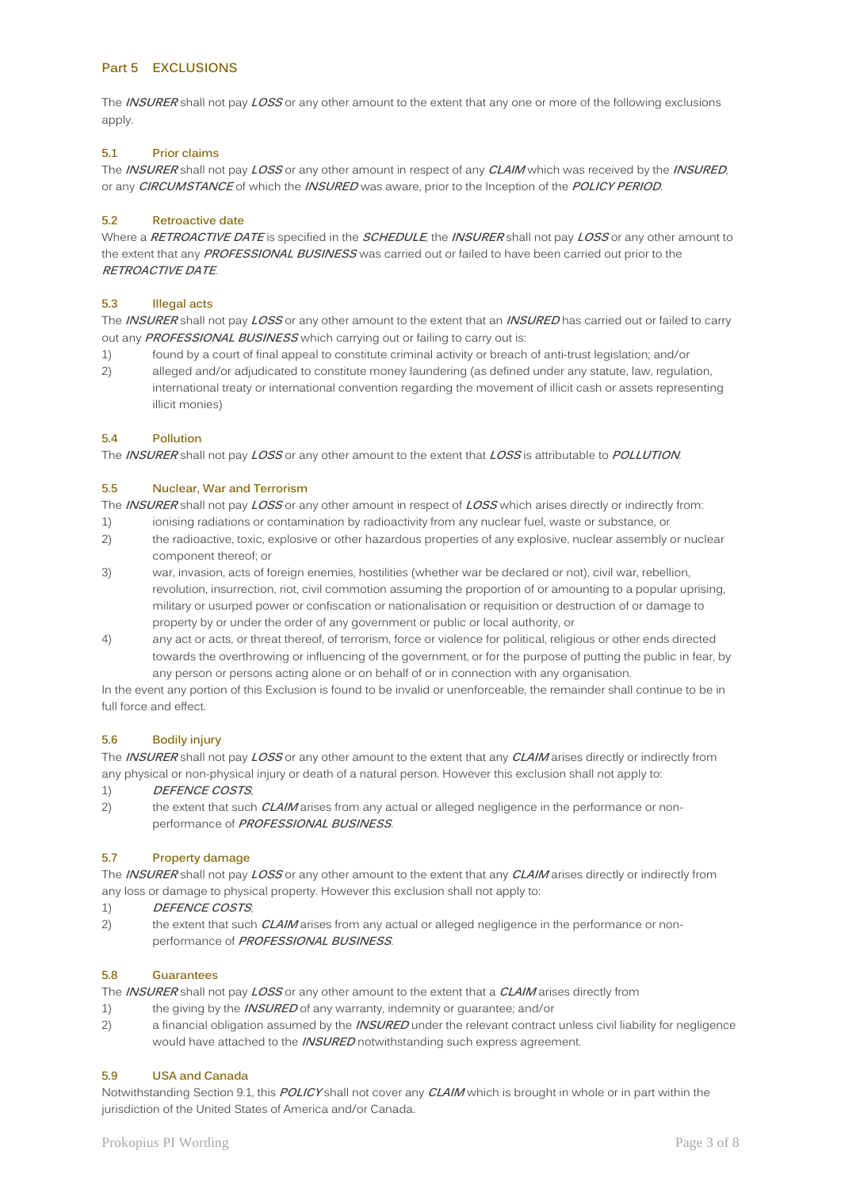## Part 5 EXCLUSIONS

The ***INSURER*** shall not pay ***LOSS*** or any other amount to the extent that any one or more of the following exclusions apply.

### 5.1 Prior claims

The ***INSURER*** shall not pay ***LOSS*** or any other amount in respect of any ***CLAIM*** which was received by the ***INSURED***, or any ***CIRCUMSTANCE*** of which the ***INSURED*** was aware, prior to the Inception of the ***POLICY PERIOD***.

### 5.2 Retroactive date

Where a ***RETROACTIVE DATE*** is specified in the ***SCHEDULE***, the ***INSURER*** shall not pay ***LOSS*** or any other amount to the extent that any ***PROFESSIONAL BUSINESS*** was carried out or failed to have been carried out prior to the ***RETROACTIVE DATE***.

### 5.3 Illegal acts

The ***INSURER*** shall not pay ***LOSS*** or any other amount to the extent that an ***INSURED*** has carried out or failed to carry out any ***PROFESSIONAL BUSINESS*** which carrying out or failing to carry out is:

1) found by a court of final appeal to constitute criminal activity or breach of anti-trust legislation; and/or
2) alleged and/or adjudicated to constitute money laundering (as defined under any statute, law, regulation, international treaty or international convention regarding the movement of illicit cash or assets representing illicit monies)

### 5.4 Pollution

The ***INSURER*** shall not pay ***LOSS*** or any other amount to the extent that ***LOSS*** is attributable to ***POLLUTION***.

### 5.5 Nuclear, War and Terrorism

The ***INSURER*** shall not pay ***LOSS*** or any other amount in respect of ***LOSS*** which arises directly or indirectly from:

1) ionising radiations or contamination by radioactivity from any nuclear fuel, waste or substance, or
2) the radioactive, toxic, explosive or other hazardous properties of any explosive, nuclear assembly or nuclear component thereof; or
3) war, invasion, acts of foreign enemies, hostilities (whether war be declared or not), civil war, rebellion, revolution, insurrection, riot, civil commotion assuming the proportion of or amounting to a popular uprising, military or usurped power or confiscation or nationalisation or requisition or destruction of or damage to property by or under the order of any government or public or local authority, or
4) any act or acts, or threat thereof, of terrorism, force or violence for political, religious or other ends directed towards the overthrowing or influencing of the government, or for the purpose of putting the public in fear, by any person or persons acting alone or on behalf of or in connection with any organisation.

In the event any portion of this Exclusion is found to be invalid or unenforceable, the remainder shall continue to be in full force and effect.

### 5.6 Bodily injury

The ***INSURER*** shall not pay ***LOSS*** or any other amount to the extent that any ***CLAIM*** arises directly or indirectly from any physical or non-physical injury or death of a natural person. However this exclusion shall not apply to:

1) ***DEFENCE COSTS***;
2) the extent that such ***CLAIM*** arises from any actual or alleged negligence in the performance or non-performance of ***PROFESSIONAL BUSINESS***.

### 5.7 Property damage

The ***INSURER*** shall not pay ***LOSS*** or any other amount to the extent that any ***CLAIM*** arises directly or indirectly from any loss or damage to physical property. However this exclusion shall not apply to:

1) ***DEFENCE COSTS***;
2) the extent that such ***CLAIM*** arises from any actual or alleged negligence in the performance or non-performance of ***PROFESSIONAL BUSINESS***.

### 5.8 Guarantees

The ***INSURER*** shall not pay ***LOSS*** or any other amount to the extent that a ***CLAIM*** arises directly from

1) the giving by the ***INSURED*** of any warranty, indemnity or guarantee; and/or
2) a financial obligation assumed by the ***INSURED*** under the relevant contract unless civil liability for negligence would have attached to the ***INSURED*** notwithstanding such express agreement.

### 5.9 USA and Canada

Notwithstanding Section 9.1, this ***POLICY*** shall not cover any ***CLAIM*** which is brought in whole or in part within the jurisdiction of the United States of America and/or Canada.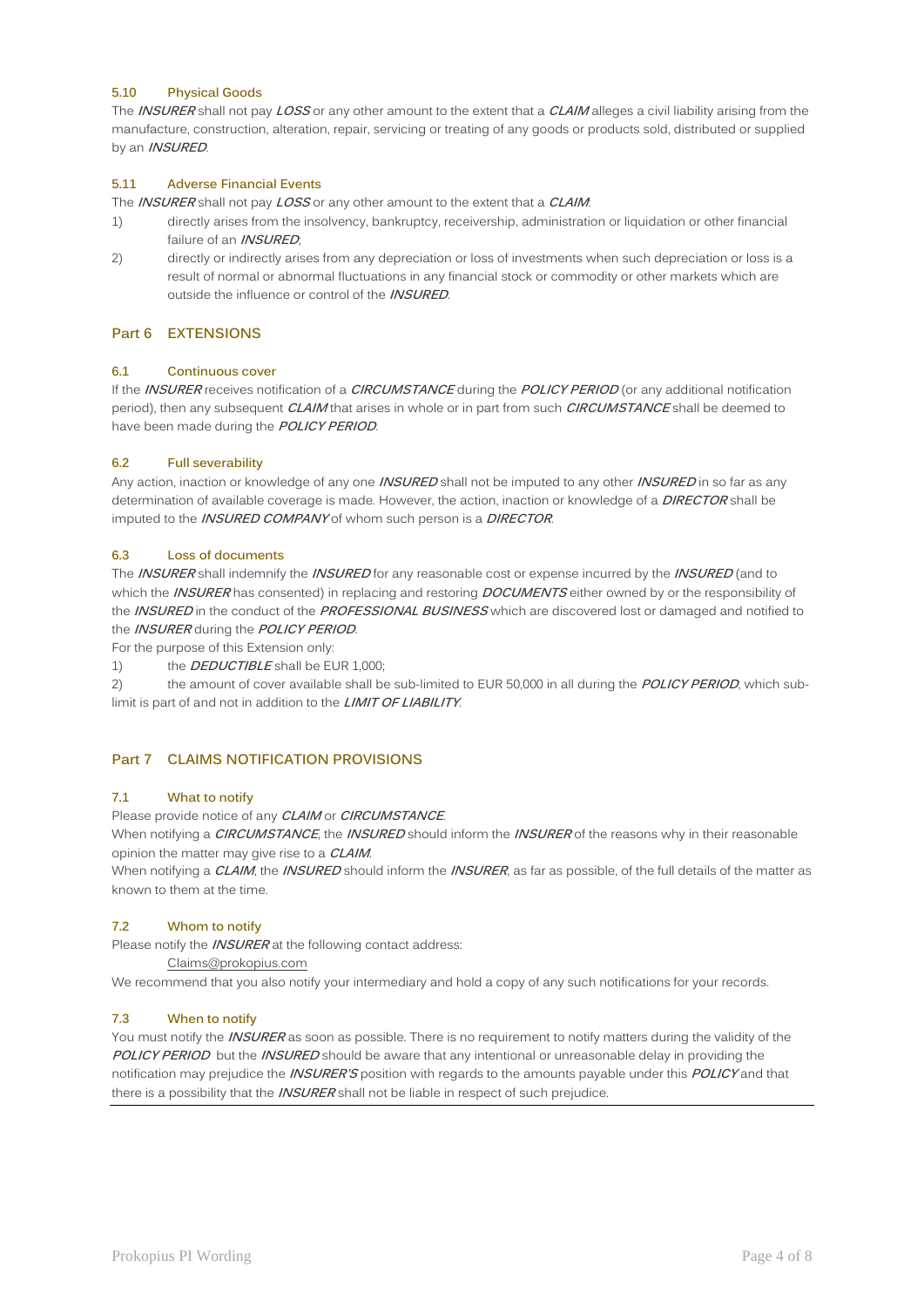### 5.10 Physical Goods

The ***INSURER*** shall not pay ***LOSS*** or any other amount to the extent that a ***CLAIM*** alleges a civil liability arising from the manufacture, construction, alteration, repair, servicing or treating of any goods or products sold, distributed or supplied by an ***INSURED***.

### 5.11 Adverse Financial Events

The ***INSURER*** shall not pay ***LOSS*** or any other amount to the extent that a ***CLAIM***:

1) directly arises from the insolvency, bankruptcy, receivership, administration or liquidation or other financial failure of an ***INSURED***;
2) directly or indirectly arises from any depreciation or loss of investments when such depreciation or loss is a result of normal or abnormal fluctuations in any financial stock or commodity or other markets which are outside the influence or control of the ***INSURED***.

## Part 6 EXTENSIONS

### 6.1 Continuous cover

If the ***INSURER*** receives notification of a ***CIRCUMSTANCE*** during the ***POLICY PERIOD*** (or any additional notification period), then any subsequent ***CLAIM*** that arises in whole or in part from such ***CIRCUMSTANCE*** shall be deemed to have been made during the ***POLICY PERIOD***.

### 6.2 Full severability

Any action, inaction or knowledge of any one ***INSURED*** shall not be imputed to any other ***INSURED*** in so far as any determination of available coverage is made. However, the action, inaction or knowledge of a ***DIRECTOR*** shall be imputed to the ***INSURED COMPANY*** of whom such person is a ***DIRECTOR***.

### 6.3 Loss of documents

The ***INSURER*** shall indemnify the ***INSURED*** for any reasonable cost or expense incurred by the ***INSURED*** (and to which the ***INSURER*** has consented) in replacing and restoring ***DOCUMENTS*** either owned by or the responsibility of the ***INSURED*** in the conduct of the ***PROFESSIONAL BUSINESS*** which are discovered lost or damaged and notified to the ***INSURER*** during the ***POLICY PERIOD***.

For the purpose of this Extension only:

1) the ***DEDUCTIBLE*** shall be EUR 1,000;
2) the amount of cover available shall be sub-limited to EUR 50,000 in all during the ***POLICY PERIOD***, which sub-limit is part of and not in addition to the ***LIMIT OF LIABILITY***.

## Part 7 CLAIMS NOTIFICATION PROVISIONS

### 7.1 What to notify

Please provide notice of any ***CLAIM*** or ***CIRCUMSTANCE***.

When notifying a ***CIRCUMSTANCE***, the ***INSURED*** should inform the ***INSURER*** of the reasons why in their reasonable opinion the matter may give rise to a ***CLAIM***.

When notifying a ***CLAIM***, the ***INSURED*** should inform the ***INSURER***, as far as possible, of the full details of the matter as known to them at the time.

### 7.2 Whom to notify

Please notify the ***INSURER*** at the following contact address:

Claims@prokopius.com

We recommend that you also notify your intermediary and hold a copy of any such notifications for your records.

### 7.3 When to notify

You must notify the ***INSURER*** as soon as possible. There is no requirement to notify matters during the validity of the ***POLICY PERIOD*** but the ***INSURED*** should be aware that any intentional or unreasonable delay in providing the notification may prejudice the ***INSURER'S*** position with regards to the amounts payable under this ***POLICY*** and that there is a possibility that the ***INSURER*** shall not be liable in respect of such prejudice.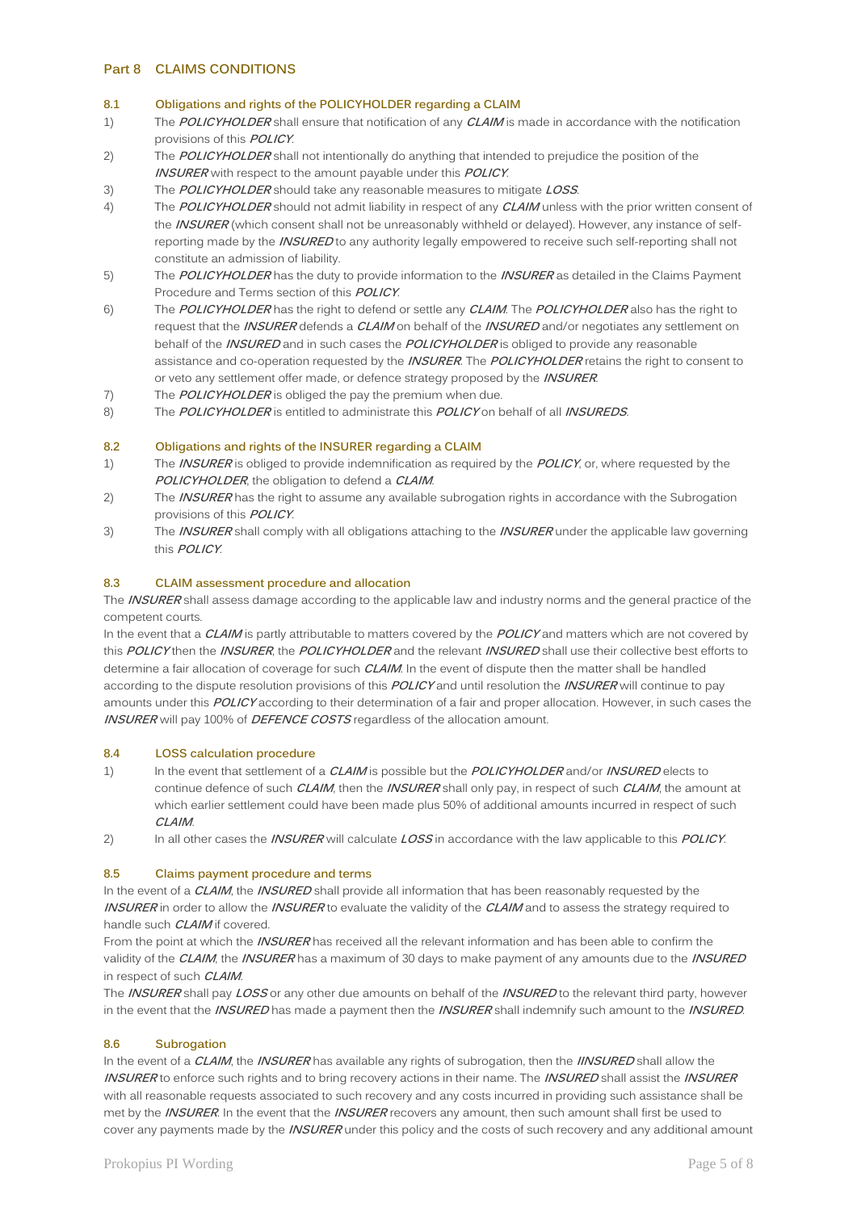## Part 8 CLAIMS CONDITIONS

### 8.1 Obligations and rights of the POLICYHOLDER regarding a CLAIM

1) The ***POLICYHOLDER*** shall ensure that notification of any ***CLAIM*** is made in accordance with the notification provisions of this ***POLICY***.
2) The ***POLICYHOLDER*** shall not intentionally do anything that intended to prejudice the position of the ***INSURER*** with respect to the amount payable under this ***POLICY***.
3) The ***POLICYHOLDER*** should take any reasonable measures to mitigate ***LOSS***.
4) The ***POLICYHOLDER*** should not admit liability in respect of any ***CLAIM*** unless with the prior written consent of the ***INSURER*** (which consent shall not be unreasonably withheld or delayed). However, any instance of self-reporting made by the ***INSURED*** to any authority legally empowered to receive such self-reporting shall not constitute an admission of liability.
5) The ***POLICYHOLDER*** has the duty to provide information to the ***INSURER*** as detailed in the Claims Payment Procedure and Terms section of this ***POLICY***.
6) The ***POLICYHOLDER*** has the right to defend or settle any ***CLAIM***. The ***POLICYHOLDER*** also has the right to request that the ***INSURER*** defends a ***CLAIM*** on behalf of the ***INSURED*** and/or negotiates any settlement on behalf of the ***INSURED*** and in such cases the ***POLICYHOLDER*** is obliged to provide any reasonable assistance and co-operation requested by the ***INSURER***. The ***POLICYHOLDER*** retains the right to consent to or veto any settlement offer made, or defence strategy proposed by the ***INSURER***.
7) The ***POLICYHOLDER*** is obliged the pay the premium when due.
8) The ***POLICYHOLDER*** is entitled to administrate this ***POLICY*** on behalf of all ***INSUREDS***.

### 8.2 Obligations and rights of the INSURER regarding a CLAIM

1) The ***INSURER*** is obliged to provide indemnification as required by the ***POLICY***, or, where requested by the ***POLICYHOLDER***, the obligation to defend a ***CLAIM***.
2) The ***INSURER*** has the right to assume any available subrogation rights in accordance with the Subrogation provisions of this ***POLICY***.
3) The ***INSURER*** shall comply with all obligations attaching to the ***INSURER*** under the applicable law governing this ***POLICY***.

### 8.3 CLAIM assessment procedure and allocation

The ***INSURER*** shall assess damage according to the applicable law and industry norms and the general practice of the competent courts.

In the event that a ***CLAIM*** is partly attributable to matters covered by the ***POLICY*** and matters which are not covered by this ***POLICY*** then the ***INSURER***, the ***POLICYHOLDER*** and the relevant ***INSURED*** shall use their collective best efforts to determine a fair allocation of coverage for such ***CLAIM***. In the event of dispute then the matter shall be handled according to the dispute resolution provisions of this ***POLICY*** and until resolution the ***INSURER*** will continue to pay amounts under this ***POLICY*** according to their determination of a fair and proper allocation. However, in such cases the ***INSURER*** will pay 100% of ***DEFENCE COSTS*** regardless of the allocation amount.

### 8.4 LOSS calculation procedure

1) In the event that settlement of a ***CLAIM*** is possible but the ***POLICYHOLDER*** and/or ***INSURED*** elects to continue defence of such ***CLAIM***, then the ***INSURER*** shall only pay, in respect of such ***CLAIM***, the amount at which earlier settlement could have been made plus 50% of additional amounts incurred in respect of such ***CLAIM***.
2) In all other cases the ***INSURER*** will calculate ***LOSS*** in accordance with the law applicable to this ***POLICY***.

### 8.5 Claims payment procedure and terms

In the event of a ***CLAIM***, the ***INSURED*** shall provide all information that has been reasonably requested by the ***INSURER*** in order to allow the ***INSURER*** to evaluate the validity of the ***CLAIM*** and to assess the strategy required to handle such ***CLAIM*** if covered.

From the point at which the ***INSURER*** has received all the relevant information and has been able to confirm the validity of the ***CLAIM***, the ***INSURER*** has a maximum of 30 days to make payment of any amounts due to the ***INSURED*** in respect of such ***CLAIM***.

The ***INSURER*** shall pay ***LOSS*** or any other due amounts on behalf of the ***INSURED*** to the relevant third party, however in the event that the ***INSURED*** has made a payment then the ***INSURER*** shall indemnify such amount to the ***INSURED***.

### 8.6 Subrogation

In the event of a ***CLAIM***, the ***INSURER*** has available any rights of subrogation, then the ***IINSURED*** shall allow the ***INSURER*** to enforce such rights and to bring recovery actions in their name. The ***INSURED*** shall assist the ***INSURER*** with all reasonable requests associated to such recovery and any costs incurred in providing such assistance shall be met by the ***INSURER***. In the event that the ***INSURER*** recovers any amount, then such amount shall first be used to cover any payments made by the ***INSURER*** under this policy and the costs of such recovery and any additional amount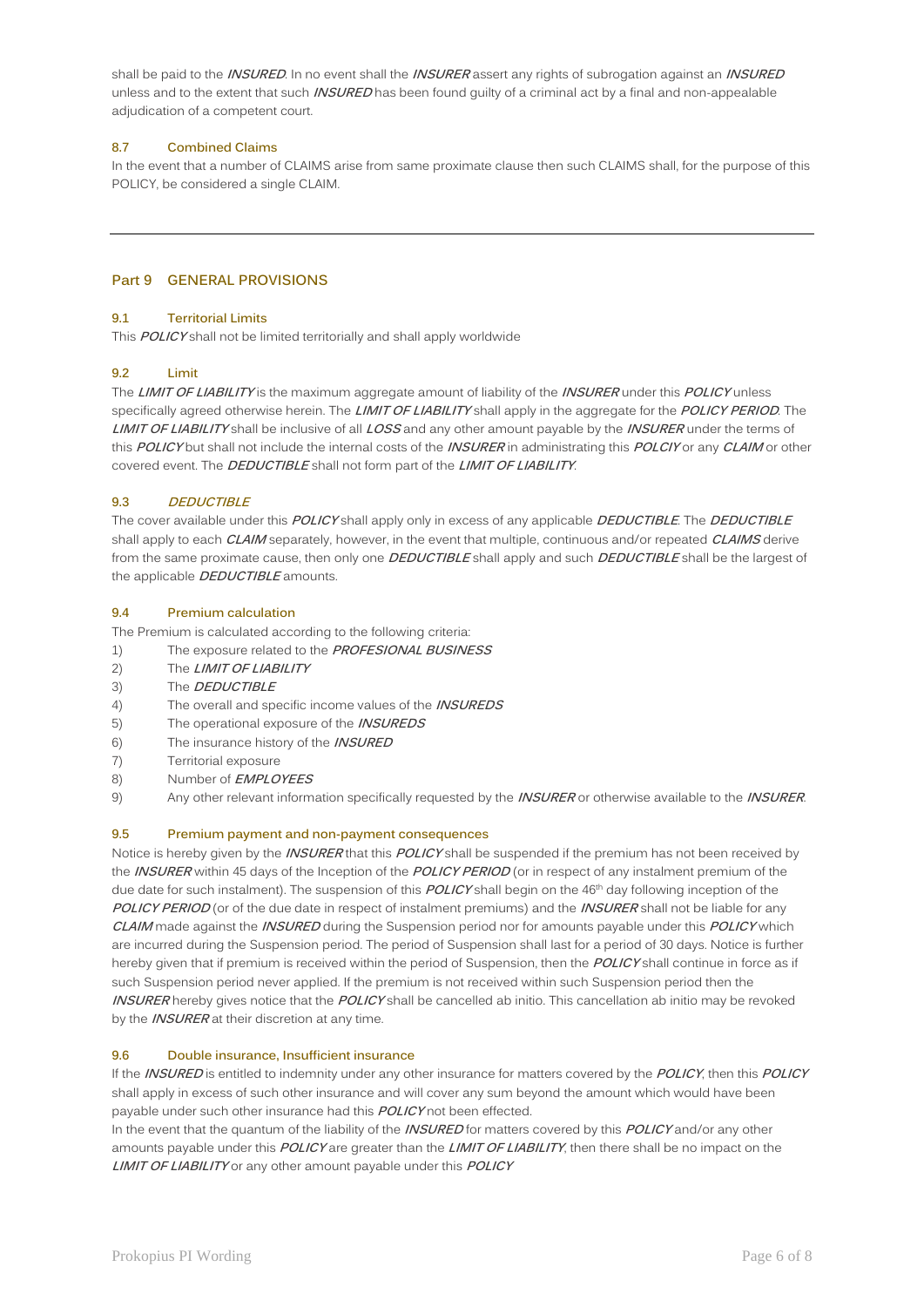shall be paid to the ***INSURED***. In no event shall the ***INSURER*** assert any rights of subrogation against an ***INSURED*** unless and to the extent that such ***INSURED*** has been found guilty of a criminal act by a final and non-appealable adjudication of a competent court.

### 8.7 Combined Claims

In the event that a number of CLAIMS arise from same proximate clause then such CLAIMS shall, for the purpose of this POLICY, be considered a single CLAIM.

---

## Part 9 GENERAL PROVISIONS

### 9.1 Territorial Limits

This ***POLICY*** shall not be limited territorially and shall apply worldwide

### 9.2 Limit

The ***LIMIT OF LIABILITY*** is the maximum aggregate amount of liability of the ***INSURER*** under this ***POLICY*** unless specifically agreed otherwise herein. The ***LIMIT OF LIABILITY*** shall apply in the aggregate for the ***POLICY PERIOD***. The ***LIMIT OF LIABILITY*** shall be inclusive of all ***LOSS*** and any other amount payable by the ***INSURER*** under the terms of this ***POLICY*** but shall not include the internal costs of the ***INSURER*** in administrating this ***POLCIY*** or any ***CLAIM*** or other covered event. The ***DEDUCTIBLE*** shall not form part of the ***LIMIT OF LIABILITY***.

### 9.3 *DEDUCTIBLE*

The cover available under this ***POLICY*** shall apply only in excess of any applicable ***DEDUCTIBLE***. The ***DEDUCTIBLE*** shall apply to each ***CLAIM*** separately, however, in the event that multiple, continuous and/or repeated ***CLAIMS*** derive from the same proximate cause, then only one ***DEDUCTIBLE*** shall apply and such ***DEDUCTIBLE*** shall be the largest of the applicable ***DEDUCTIBLE*** amounts.

### 9.4 Premium calculation

The Premium is calculated according to the following criteria:

1) The exposure related to the ***PROFESIONAL BUSINESS***
2) The ***LIMIT OF LIABILITY***
3) The ***DEDUCTIBLE***
4) The overall and specific income values of the ***INSUREDS***
5) The operational exposure of the ***INSUREDS***
6) The insurance history of the ***INSURED***
7) Territorial exposure
8) Number of ***EMPLOYEES***
9) Any other relevant information specifically requested by the ***INSURER*** or otherwise available to the ***INSURER***.

### 9.5 Premium payment and non-payment consequences

Notice is hereby given by the ***INSURER*** that this ***POLICY*** shall be suspended if the premium has not been received by the ***INSURER*** within 45 days of the Inception of the ***POLICY PERIOD*** (or in respect of any instalment premium of the due date for such instalment). The suspension of this ***POLICY*** shall begin on the 46th day following inception of the ***POLICY PERIOD*** (or of the due date in respect of instalment premiums) and the ***INSURER*** shall not be liable for any ***CLAIM*** made against the ***INSURED*** during the Suspension period nor for amounts payable under this ***POLICY*** which are incurred during the Suspension period. The period of Suspension shall last for a period of 30 days. Notice is further hereby given that if premium is received within the period of Suspension, then the ***POLICY*** shall continue in force as if such Suspension period never applied. If the premium is not received within such Suspension period then the ***INSURER*** hereby gives notice that the ***POLICY*** shall be cancelled ab initio. This cancellation ab initio may be revoked by the ***INSURER*** at their discretion at any time.

### 9.6 Double insurance, Insufficient insurance

If the ***INSURED*** is entitled to indemnity under any other insurance for matters covered by the ***POLICY***, then this ***POLICY*** shall apply in excess of such other insurance and will cover any sum beyond the amount which would have been payable under such other insurance had this ***POLICY*** not been effected.

In the event that the quantum of the liability of the ***INSURED*** for matters covered by this ***POLICY*** and/or any other amounts payable under this ***POLICY*** are greater than the ***LIMIT OF LIABILITY***, then there shall be no impact on the ***LIMIT OF LIABILITY*** or any other amount payable under this ***POLICY***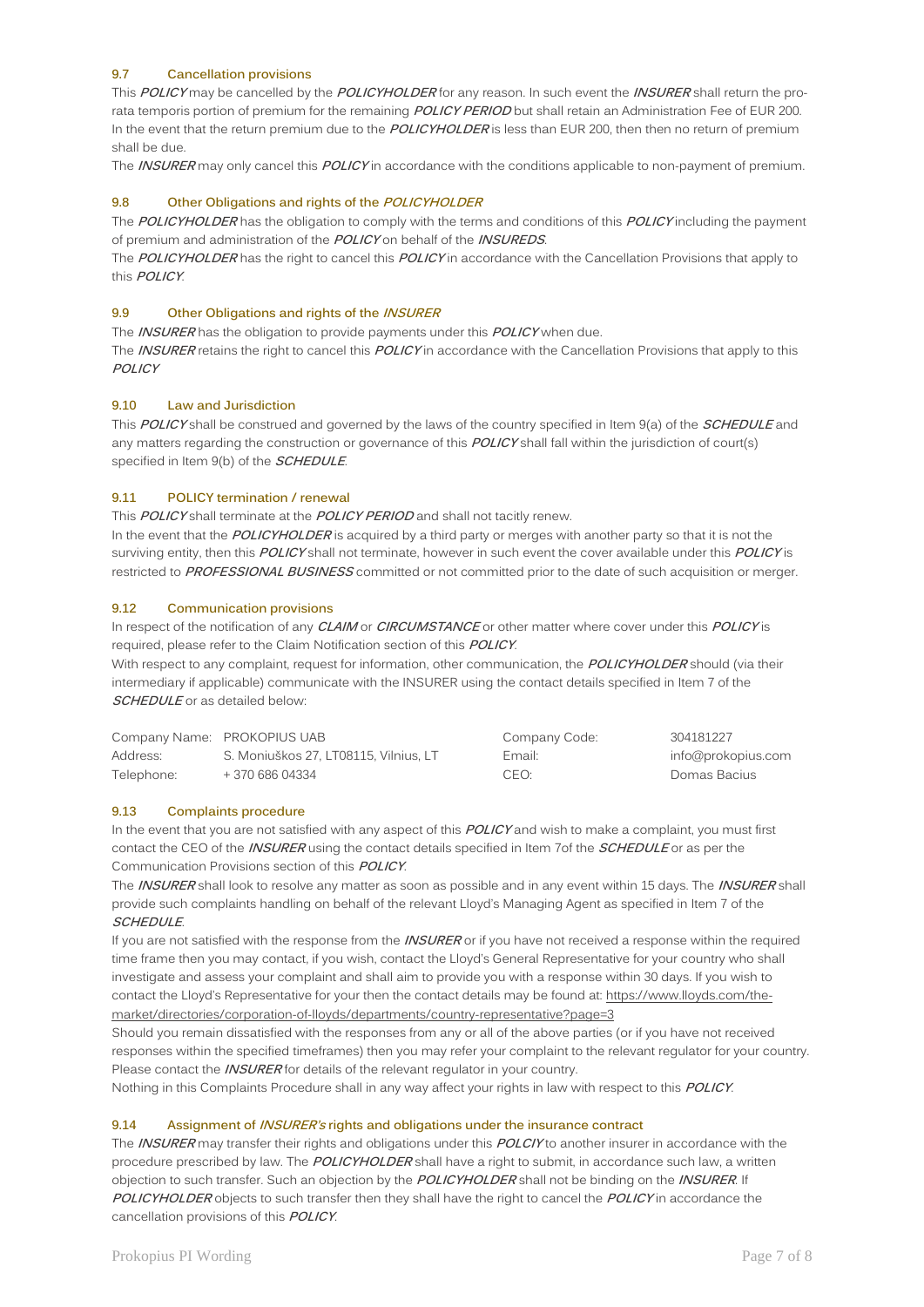### 9.7 Cancellation provisions

This ***POLICY*** may be cancelled by the ***POLICYHOLDER*** for any reason. In such event the ***INSURER*** shall return the pro-rata temporis portion of premium for the remaining ***POLICY PERIOD*** but shall retain an Administration Fee of EUR 200. In the event that the return premium due to the ***POLICYHOLDER*** is less than EUR 200, then then no return of premium shall be due.

The ***INSURER*** may only cancel this ***POLICY*** in accordance with the conditions applicable to non-payment of premium.

### 9.8 Other Obligations and rights of the *POLICYHOLDER*

The ***POLICYHOLDER*** has the obligation to comply with the terms and conditions of this ***POLICY*** including the payment of premium and administration of the ***POLICY*** on behalf of the ***INSUREDS***.

The ***POLICYHOLDER*** has the right to cancel this ***POLICY*** in accordance with the Cancellation Provisions that apply to this ***POLICY***.

### 9.9 Other Obligations and rights of the *INSURER*

The ***INSURER*** has the obligation to provide payments under this ***POLICY*** when due.

The ***INSURER*** retains the right to cancel this ***POLICY*** in accordance with the Cancellation Provisions that apply to this ***POLICY***

### 9.10 Law and Jurisdiction

This ***POLICY*** shall be construed and governed by the laws of the country specified in Item 9(a) of the ***SCHEDULE*** and any matters regarding the construction or governance of this ***POLICY*** shall fall within the jurisdiction of court(s) specified in Item 9(b) of the ***SCHEDULE***.

### 9.11 POLICY termination / renewal

This ***POLICY*** shall terminate at the ***POLICY PERIOD*** and shall not tacitly renew.

In the event that the ***POLICYHOLDER*** is acquired by a third party or merges with another party so that it is not the surviving entity, then this ***POLICY*** shall not terminate, however in such event the cover available under this ***POLICY*** is restricted to ***PROFESSIONAL BUSINESS*** committed or not committed prior to the date of such acquisition or merger.

### 9.12 Communication provisions

In respect of the notification of any ***CLAIM*** or ***CIRCUMSTANCE*** or other matter where cover under this ***POLICY*** is required, please refer to the Claim Notification section of this ***POLICY***.

With respect to any complaint, request for information, other communication, the ***POLICYHOLDER*** should (via their intermediary if applicable) communicate with the INSURER using the contact details specified in Item 7 of the ***SCHEDULE*** or as detailed below:

| | | | |
|---|---|---|---|
| Company Name: | PROKOPIUS UAB | Company Code: | 304181227 |
| Address: | S. Moniuškos 27, LT08115, Vilnius, LT | Email: | info@prokopius.com |
| Telephone: | + 370 686 04334 | CEO: | Domas Bacius |

### 9.13 Complaints procedure

In the event that you are not satisfied with any aspect of this ***POLICY*** and wish to make a complaint, you must first contact the CEO of the ***INSURER*** using the contact details specified in Item 7of the ***SCHEDULE*** or as per the Communication Provisions section of this ***POLICY***.

The ***INSURER*** shall look to resolve any matter as soon as possible and in any event within 15 days. The ***INSURER*** shall provide such complaints handling on behalf of the relevant Lloyd's Managing Agent as specified in Item 7 of the ***SCHEDULE***.

If you are not satisfied with the response from the ***INSURER*** or if you have not received a response within the required time frame then you may contact, if you wish, contact the Lloyd's General Representative for your country who shall investigate and assess your complaint and shall aim to provide you with a response within 30 days. If you wish to contact the Lloyd's Representative for your then the contact details may be found at: https://www.lloyds.com/the-market/directories/corporation-of-lloyds/departments/country-representative?page=3

Should you remain dissatisfied with the responses from any or all of the above parties (or if you have not received responses within the specified timeframes) then you may refer your complaint to the relevant regulator for your country. Please contact the ***INSURER*** for details of the relevant regulator in your country.

Nothing in this Complaints Procedure shall in any way affect your rights in law with respect to this ***POLICY***.

### 9.14 Assignment of *INSURER's* rights and obligations under the insurance contract

The ***INSURER*** may transfer their rights and obligations under this ***POLCIY*** to another insurer in accordance with the procedure prescribed by law. The ***POLICYHOLDER*** shall have a right to submit, in accordance such law, a written objection to such transfer. Such an objection by the ***POLICYHOLDER*** shall not be binding on the ***INSURER***. If ***POLICYHOLDER*** objects to such transfer then they shall have the right to cancel the ***POLICY*** in accordance the cancellation provisions of this ***POLICY***.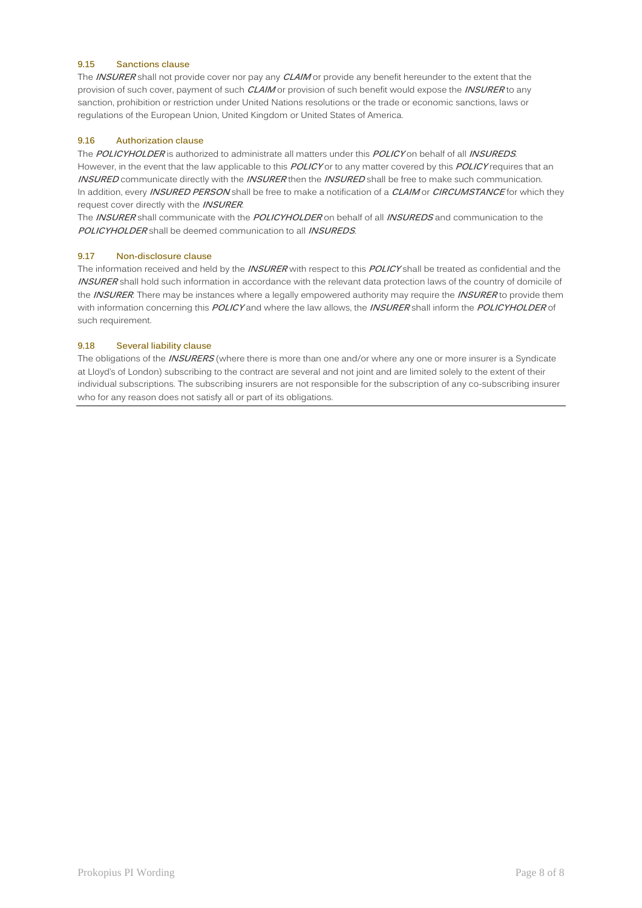### 9.15 Sanctions clause

The ***INSURER*** shall not provide cover nor pay any ***CLAIM*** or provide any benefit hereunder to the extent that the provision of such cover, payment of such ***CLAIM*** or provision of such benefit would expose the ***INSURER*** to any sanction, prohibition or restriction under United Nations resolutions or the trade or economic sanctions, laws or regulations of the European Union, United Kingdom or United States of America.

### 9.16 Authorization clause

The ***POLICYHOLDER*** is authorized to administrate all matters under this ***POLICY*** on behalf of all ***INSUREDS***. However, in the event that the law applicable to this ***POLICY*** or to any matter covered by this ***POLICY*** requires that an ***INSURED*** communicate directly with the ***INSURER*** then the ***INSURED*** shall be free to make such communication. In addition, every ***INSURED PERSON*** shall be free to make a notification of a ***CLAIM*** or ***CIRCUMSTANCE*** for which they request cover directly with the ***INSURER***.

The ***INSURER*** shall communicate with the ***POLICYHOLDER*** on behalf of all ***INSUREDS*** and communication to the ***POLICYHOLDER*** shall be deemed communication to all ***INSUREDS***.

### 9.17 Non-disclosure clause

The information received and held by the ***INSURER*** with respect to this ***POLICY*** shall be treated as confidential and the ***INSURER*** shall hold such information in accordance with the relevant data protection laws of the country of domicile of the ***INSURER***. There may be instances where a legally empowered authority may require the ***INSURER*** to provide them with information concerning this ***POLICY*** and where the law allows, the ***INSURER*** shall inform the ***POLICYHOLDER*** of such requirement.

### 9.18 Several liability clause

The obligations of the ***INSURERS*** (where there is more than one and/or where any one or more insurer is a Syndicate at Lloyd's of London) subscribing to the contract are several and not joint and are limited solely to the extent of their individual subscriptions. The subscribing insurers are not responsible for the subscription of any co-subscribing insurer who for any reason does not satisfy all or part of its obligations.